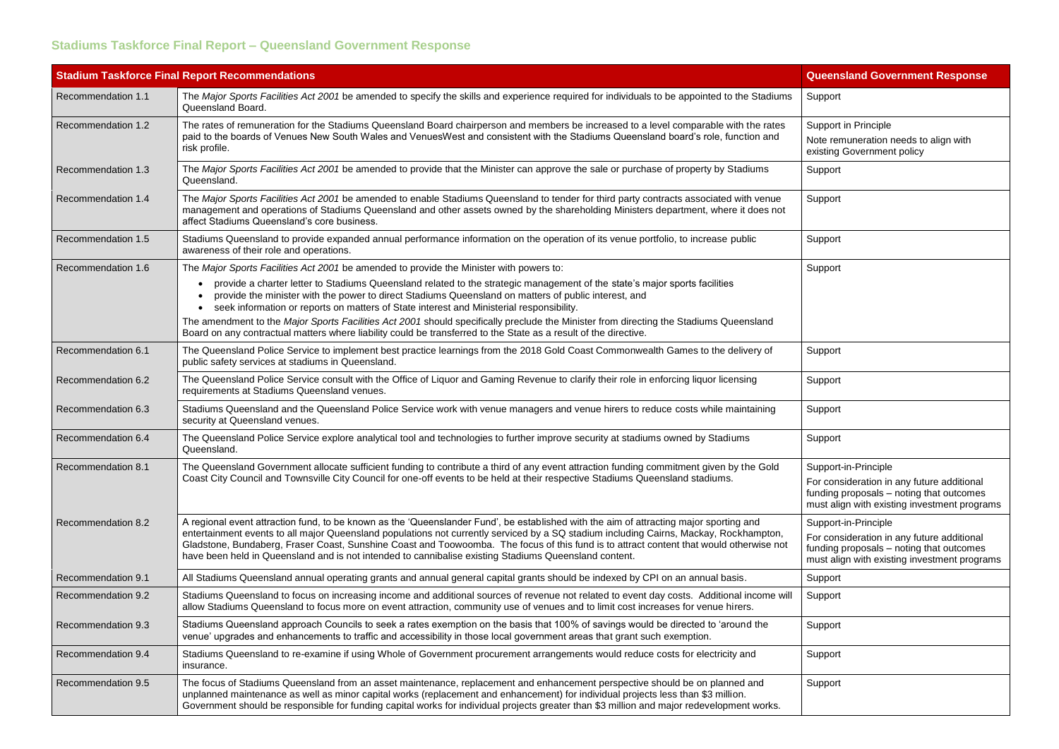## Stadiums Taskforce Final Report – Queensland Government Response

| Stadium Taskforce Final Report Recommendations | | Queensland Government Response |
|---|---|---|
| Recommendation 1.1 | The *Major Sports Facilities Act 2001* be amended to specify the skills and experience required for individuals to be appointed to the Stadiums Queensland Board. | Support |
| Recommendation 1.2 | The rates of remuneration for the Stadiums Queensland Board chairperson and members be increased to a level comparable with the rates paid to the boards of Venues New South Wales and VenuesWest and consistent with the Stadiums Queensland board's role, function and risk profile. | Support in Principle<br>Note remuneration needs to align with existing Government policy |
| Recommendation 1.3 | The *Major Sports Facilities Act 2001* be amended to provide that the Minister can approve the sale or purchase of property by Stadiums Queensland. | Support |
| Recommendation 1.4 | The *Major Sports Facilities Act 2001* be amended to enable Stadiums Queensland to tender for third party contracts associated with venue management and operations of Stadiums Queensland and other assets owned by the shareholding Ministers department, where it does not affect Stadiums Queensland's core business. | Support |
| Recommendation 1.5 | Stadiums Queensland to provide expanded annual performance information on the operation of its venue portfolio, to increase public awareness of their role and operations. | Support |
| Recommendation 1.6 | The *Major Sports Facilities Act 2001* be amended to provide the Minister with powers to:<br>• provide a charter letter to Stadiums Queensland related to the strategic management of the state's major sports facilities<br>• provide the minister with the power to direct Stadiums Queensland on matters of public interest, and<br>• seek information or reports on matters of State interest and Ministerial responsibility.<br>The amendment to the *Major Sports Facilities Act 2001* should specifically preclude the Minister from directing the Stadiums Queensland Board on any contractual matters where liability could be transferred to the State as a result of the directive. | Support |
| Recommendation 6.1 | The Queensland Police Service to implement best practice learnings from the 2018 Gold Coast Commonwealth Games to the delivery of public safety services at stadiums in Queensland. | Support |
| Recommendation 6.2 | The Queensland Police Service consult with the Office of Liquor and Gaming Revenue to clarify their role in enforcing liquor licensing requirements at Stadiums Queensland venues. | Support |
| Recommendation 6.3 | Stadiums Queensland and the Queensland Police Service work with venue managers and venue hirers to reduce costs while maintaining security at Queensland venues. | Support |
| Recommendation 6.4 | The Queensland Police Service explore analytical tool and technologies to further improve security at stadiums owned by Stadiums Queensland. | Support |
| Recommendation 8.1 | The Queensland Government allocate sufficient funding to contribute a third of any event attraction funding commitment given by the Gold Coast City Council and Townsville City Council for one-off events to be held at their respective Stadiums Queensland stadiums. | Support-in-Principle<br>For consideration in any future additional funding proposals – noting that outcomes must align with existing investment programs |
| Recommendation 8.2 | A regional event attraction fund, to be known as the 'Queenslander Fund', be established with the aim of attracting major sporting and entertainment events to all major Queensland populations not currently serviced by a SQ stadium including Cairns, Mackay, Rockhampton, Gladstone, Bundaberg, Fraser Coast, Sunshine Coast and Toowoomba. The focus of this fund is to attract content that would otherwise not have been held in Queensland and is not intended to cannibalise existing Stadiums Queensland content. | Support-in-Principle<br>For consideration in any future additional funding proposals – noting that outcomes must align with existing investment programs |
| Recommendation 9.1 | All Stadiums Queensland annual operating grants and annual general capital grants should be indexed by CPI on an annual basis. | Support |
| Recommendation 9.2 | Stadiums Queensland to focus on increasing income and additional sources of revenue not related to event day costs. Additional income will allow Stadiums Queensland to focus more on event attraction, community use of venues and to limit cost increases for venue hirers. | Support |
| Recommendation 9.3 | Stadiums Queensland approach Councils to seek a rates exemption on the basis that 100% of savings would be directed to 'around the venue' upgrades and enhancements to traffic and accessibility in those local government areas that grant such exemption. | Support |
| Recommendation 9.4 | Stadiums Queensland to re-examine if using Whole of Government procurement arrangements would reduce costs for electricity and insurance. | Support |
| Recommendation 9.5 | The focus of Stadiums Queensland from an asset maintenance, replacement and enhancement perspective should be on planned and unplanned maintenance as well as minor capital works (replacement and enhancement) for individual projects less than $3 million. Government should be responsible for funding capital works for individual projects greater than $3 million and major redevelopment works. | Support |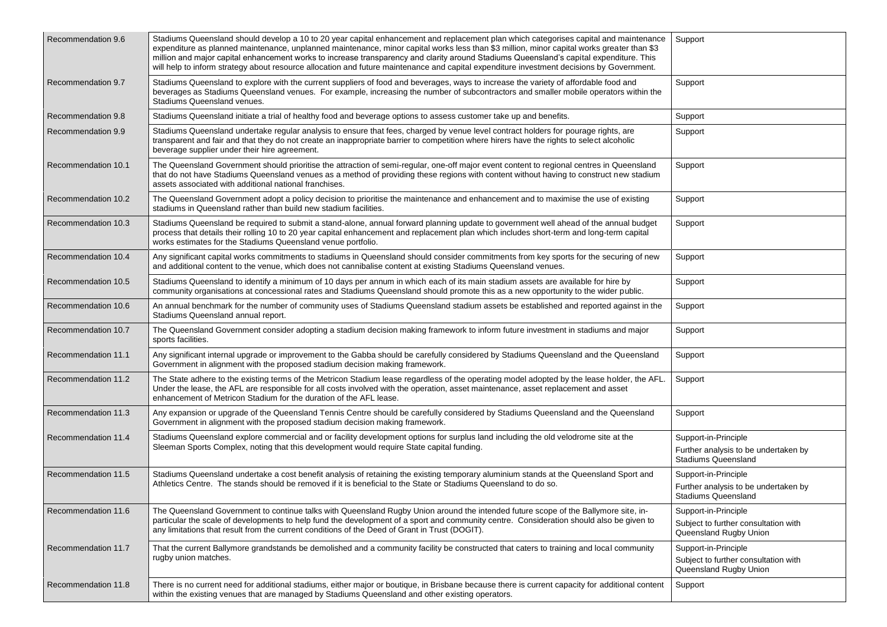| | | |
|---|---|---|
| Recommendation 9.6 | Stadiums Queensland should develop a 10 to 20 year capital enhancement and replacement plan which categorises capital and maintenance expenditure as planned maintenance, unplanned maintenance, minor capital works less than $3 million, minor capital works greater than $3 million and major capital enhancement works to increase transparency and clarity around Stadiums Queensland's capital expenditure. This will help to inform strategy about resource allocation and future maintenance and capital expenditure investment decisions by Government. | Support |
| Recommendation 9.7 | Stadiums Queensland to explore with the current suppliers of food and beverages, ways to increase the variety of affordable food and beverages as Stadiums Queensland venues. For example, increasing the number of subcontractors and smaller mobile operators within the Stadiums Queensland venues. | Support |
| Recommendation 9.8 | Stadiums Queensland initiate a trial of healthy food and beverage options to assess customer take up and benefits. | Support |
| Recommendation 9.9 | Stadiums Queensland undertake regular analysis to ensure that fees, charged by venue level contract holders for pourage rights, are transparent and fair and that they do not create an inappropriate barrier to competition where hirers have the rights to select alcoholic beverage supplier under their hire agreement. | Support |
| Recommendation 10.1 | The Queensland Government should prioritise the attraction of semi-regular, one-off major event content to regional centres in Queensland that do not have Stadiums Queensland venues as a method of providing these regions with content without having to construct new stadium assets associated with additional national franchises. | Support |
| Recommendation 10.2 | The Queensland Government adopt a policy decision to prioritise the maintenance and enhancement and to maximise the use of existing stadiums in Queensland rather than build new stadium facilities. | Support |
| Recommendation 10.3 | Stadiums Queensland be required to submit a stand-alone, annual forward planning update to government well ahead of the annual budget process that details their rolling 10 to 20 year capital enhancement and replacement plan which includes short-term and long-term capital works estimates for the Stadiums Queensland venue portfolio. | Support |
| Recommendation 10.4 | Any significant capital works commitments to stadiums in Queensland should consider commitments from key sports for the securing of new and additional content to the venue, which does not cannibalise content at existing Stadiums Queensland venues. | Support |
| Recommendation 10.5 | Stadiums Queensland to identify a minimum of 10 days per annum in which each of its main stadium assets are available for hire by community organisations at concessional rates and Stadiums Queensland should promote this as a new opportunity to the wider public. | Support |
| Recommendation 10.6 | An annual benchmark for the number of community uses of Stadiums Queensland stadium assets be established and reported against in the Stadiums Queensland annual report. | Support |
| Recommendation 10.7 | The Queensland Government consider adopting a stadium decision making framework to inform future investment in stadiums and major sports facilities. | Support |
| Recommendation 11.1 | Any significant internal upgrade or improvement to the Gabba should be carefully considered by Stadiums Queensland and the Queensland Government in alignment with the proposed stadium decision making framework. | Support |
| Recommendation 11.2 | The State adhere to the existing terms of the Metricon Stadium lease regardless of the operating model adopted by the lease holder, the AFL. Under the lease, the AFL are responsible for all costs involved with the operation, asset maintenance, asset replacement and asset enhancement of Metricon Stadium for the duration of the AFL lease. | Support |
| Recommendation 11.3 | Any expansion or upgrade of the Queensland Tennis Centre should be carefully considered by Stadiums Queensland and the Queensland Government in alignment with the proposed stadium decision making framework. | Support |
| Recommendation 11.4 | Stadiums Queensland explore commercial and or facility development options for surplus land including the old velodrome site at the Sleeman Sports Complex, noting that this development would require State capital funding. | Support-in-Principle<br><br>Further analysis to be undertaken by Stadiums Queensland |
| Recommendation 11.5 | Stadiums Queensland undertake a cost benefit analysis of retaining the existing temporary aluminium stands at the Queensland Sport and Athletics Centre. The stands should be removed if it is beneficial to the State or Stadiums Queensland to do so. | Support-in-Principle<br><br>Further analysis to be undertaken by Stadiums Queensland |
| Recommendation 11.6 | The Queensland Government to continue talks with Queensland Rugby Union around the intended future scope of the Ballymore site, in-particular the scale of developments to help fund the development of a sport and community centre. Consideration should also be given to any limitations that result from the current conditions of the Deed of Grant in Trust (DOGIT). | Support-in-Principle<br><br>Subject to further consultation with Queensland Rugby Union |
| Recommendation 11.7 | That the current Ballymore grandstands be demolished and a community facility be constructed that caters to training and local community rugby union matches. | Support-in-Principle<br><br>Subject to further consultation with Queensland Rugby Union |
| Recommendation 11.8 | There is no current need for additional stadiums, either major or boutique, in Brisbane because there is current capacity for additional content within the existing venues that are managed by Stadiums Queensland and other existing operators. | Support |